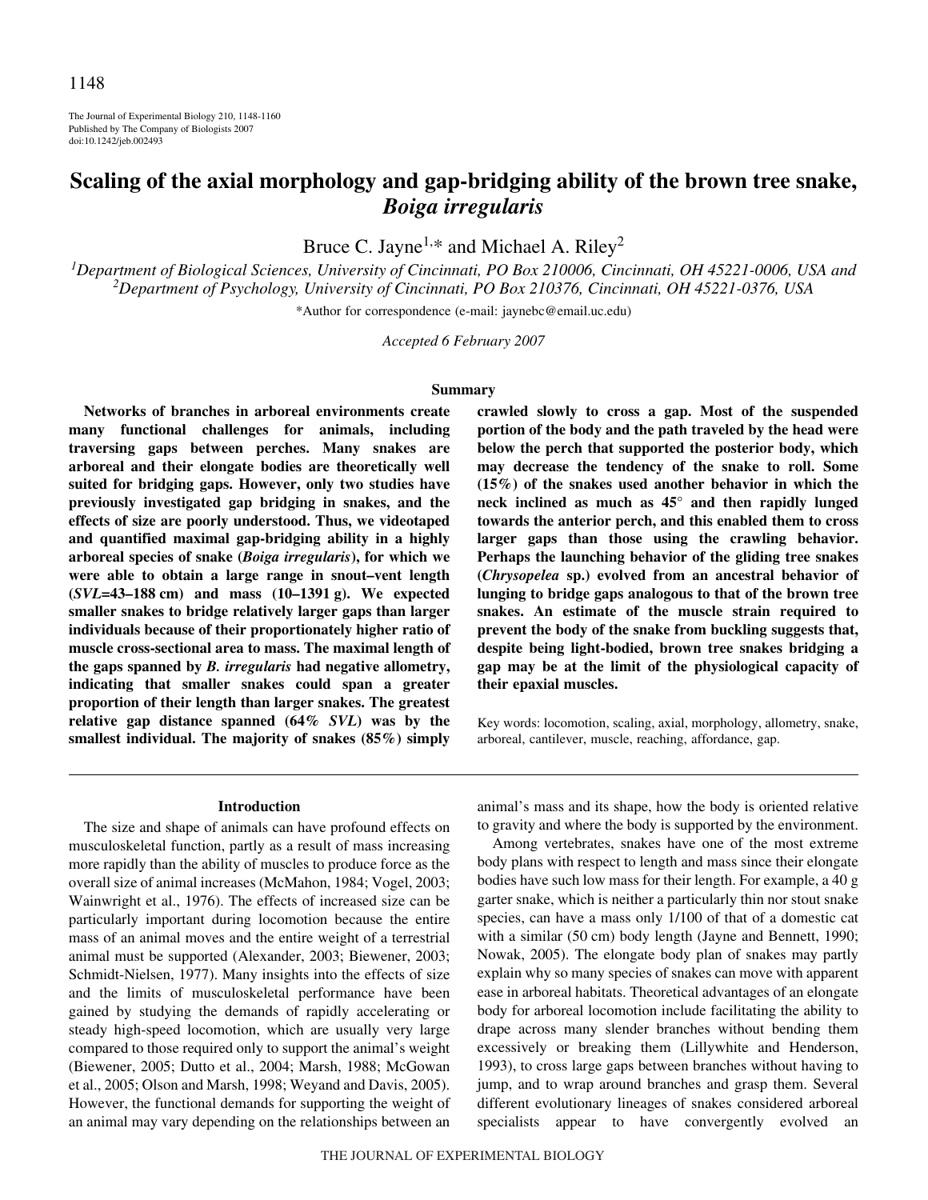# Scaling of the axial morphology and gap-bridging ability of the brown tree snake, *Boiga irregularis*

Bruce C. Jayne[1,*] and Michael A. Riley[2]

[1]Department of Biological Sciences, University of Cincinnati, PO Box 210006, Cincinnati, OH 45221-0006, USA and [2]Department of Psychology, University of Cincinnati, PO Box 210376, Cincinnati, OH 45221-0376, USA

*Author for correspondence (e-mail: jaynebc@email.uc.edu)

*Accepted 6 February 2007*

## Summary

**Networks of branches in arboreal environments create many functional challenges for animals, including traversing gaps between perches. Many snakes are arboreal and their elongate bodies are theoretically well suited for bridging gaps. However, only two studies have previously investigated gap bridging in snakes, and the effects of size are poorly understood. Thus, we videotaped and quantified maximal gap-bridging ability in a highly arboreal species of snake (*Boiga irregularis*), for which we were able to obtain a large range in snout–vent length (*SVL*=43–188 cm) and mass (10–1391 g). We expected smaller snakes to bridge relatively larger gaps than larger individuals because of their proportionately higher ratio of muscle cross-sectional area to mass. The maximal length of the gaps spanned by *B. irregularis* had negative allometry, indicating that smaller snakes could span a greater proportion of their length than larger snakes. The greatest relative gap distance spanned (64% *SVL*) was by the smallest individual. The majority of snakes (85%) simply crawled slowly to cross a gap. Most of the suspended portion of the body and the path traveled by the head were below the perch that supported the posterior body, which may decrease the tendency of the snake to roll. Some (15%) of the snakes used another behavior in which the neck inclined as much as 45° and then rapidly lunged towards the anterior perch, and this enabled them to cross larger gaps than those using the crawling behavior. Perhaps the launching behavior of the gliding tree snakes (*Chrysopelea* sp.) evolved from an ancestral behavior of lunging to bridge gaps analogous to that of the brown tree snakes. An estimate of the muscle strain required to prevent the body of the snake from buckling suggests that, despite being light-bodied, brown tree snakes bridging a gap may be at the limit of the physiological capacity of their epaxial muscles.**

Key words: locomotion, scaling, axial, morphology, allometry, snake, arboreal, cantilever, muscle, reaching, affordance, gap.

## Introduction

The size and shape of animals can have profound effects on musculoskeletal function, partly as a result of mass increasing more rapidly than the ability of muscles to produce force as the overall size of animal increases (McMahon, 1984; Vogel, 2003; Wainwright et al., 1976). The effects of increased size can be particularly important during locomotion because the entire mass of an animal moves and the entire weight of a terrestrial animal must be supported (Alexander, 2003; Biewener, 2003; Schmidt-Nielsen, 1977). Many insights into the effects of size and the limits of musculoskeletal performance have been gained by studying the demands of rapidly accelerating or steady high-speed locomotion, which are usually very large compared to those required only to support the animal's weight (Biewener, 2005; Dutto et al., 2004; Marsh, 1988; McGowan et al., 2005; Olson and Marsh, 1998; Weyand and Davis, 2005). However, the functional demands for supporting the weight of an animal may vary depending on the relationships between an animal's mass and its shape, how the body is oriented relative to gravity and where the body is supported by the environment.

Among vertebrates, snakes have one of the most extreme body plans with respect to length and mass since their elongate bodies have such low mass for their length. For example, a 40 g garter snake, which is neither a particularly thin nor stout snake species, can have a mass only 1/100 of that of a domestic cat with a similar (50 cm) body length (Jayne and Bennett, 1990; Nowak, 2005). The elongate body plan of snakes may partly explain why so many species of snakes can move with apparent ease in arboreal habitats. Theoretical advantages of an elongate body for arboreal locomotion include facilitating the ability to drape across many slender branches without bending them excessively or breaking them (Lillywhite and Henderson, 1993), to cross large gaps between branches without having to jump, and to wrap around branches and grasp them. Several different evolutionary lineages of snakes considered arboreal specialists appear to have convergently evolved an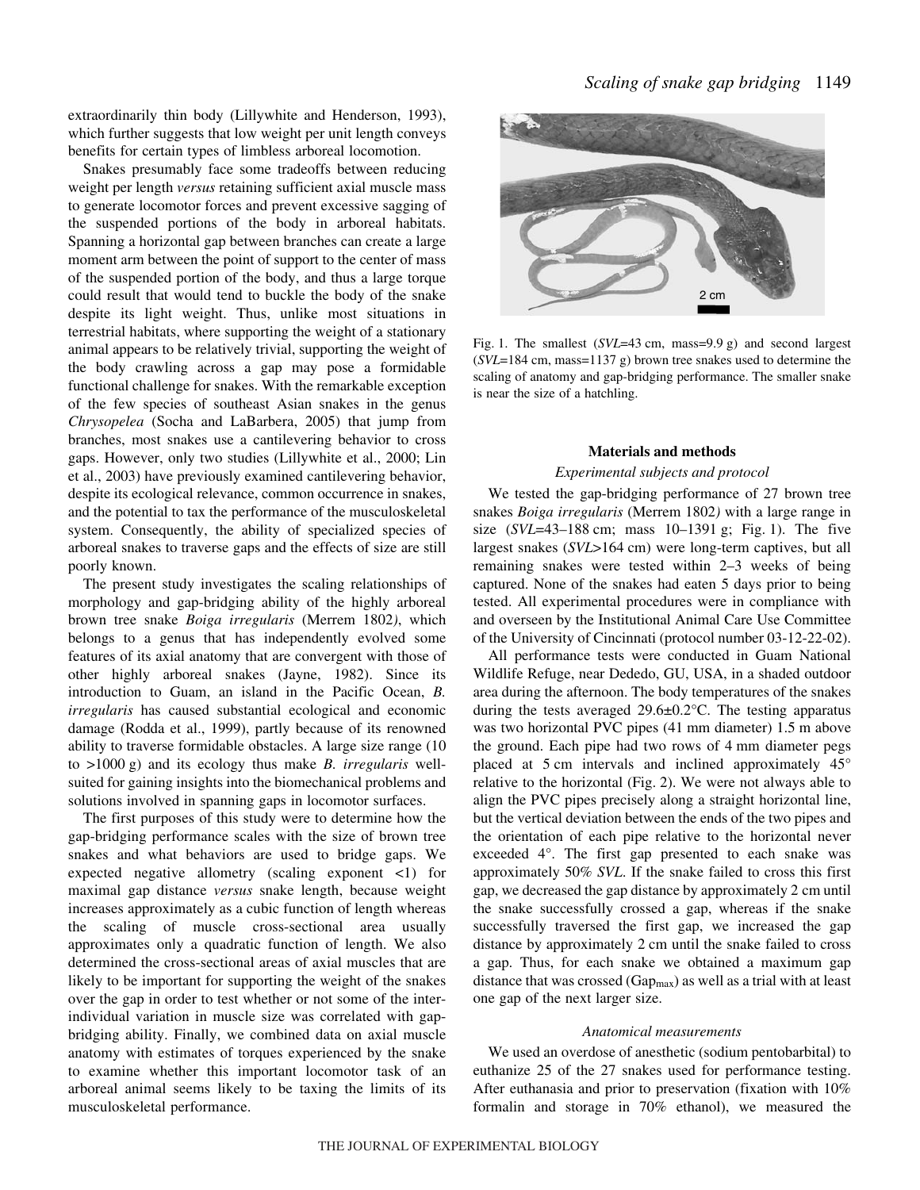extraordinarily thin body (Lillywhite and Henderson, 1993), which further suggests that low weight per unit length conveys benefits for certain types of limbless arboreal locomotion.

Snakes presumably face some tradeoffs between reducing weight per length *versus* retaining sufficient axial muscle mass to generate locomotor forces and prevent excessive sagging of the suspended portions of the body in arboreal habitats. Spanning a horizontal gap between branches can create a large moment arm between the point of support to the center of mass of the suspended portion of the body, and thus a large torque could result that would tend to buckle the body of the snake despite its light weight. Thus, unlike most situations in terrestrial habitats, where supporting the weight of a stationary animal appears to be relatively trivial, supporting the weight of the body crawling across a gap may pose a formidable functional challenge for snakes. With the remarkable exception of the few species of southeast Asian snakes in the genus *Chrysopelea* (Socha and LaBarbera, 2005) that jump from branches, most snakes use a cantilevering behavior to cross gaps. However, only two studies (Lillywhite et al., 2000; Lin et al., 2003) have previously examined cantilevering behavior, despite its ecological relevance, common occurrence in snakes, and the potential to tax the performance of the musculoskeletal system. Consequently, the ability of specialized species of arboreal snakes to traverse gaps and the effects of size are still poorly known.

The present study investigates the scaling relationships of morphology and gap-bridging ability of the highly arboreal brown tree snake *Boiga irregularis* (Merrem 1802*)*, which belongs to a genus that has independently evolved some features of its axial anatomy that are convergent with those of other highly arboreal snakes (Jayne, 1982). Since its introduction to Guam, an island in the Pacific Ocean, *B. irregularis* has caused substantial ecological and economic damage (Rodda et al., 1999), partly because of its renowned ability to traverse formidable obstacles. A large size range (10 to >1000 g) and its ecology thus make *B. irregularis* well-suited for gaining insights into the biomechanical problems and solutions involved in spanning gaps in locomotor surfaces.

The first purposes of this study were to determine how the gap-bridging performance scales with the size of brown tree snakes and what behaviors are used to bridge gaps. We expected negative allometry (scaling exponent <1) for maximal gap distance *versus* snake length, because weight increases approximately as a cubic function of length whereas the scaling of muscle cross-sectional area usually approximates only a quadratic function of length. We also determined the cross-sectional areas of axial muscles that are likely to be important for supporting the weight of the snakes over the gap in order to test whether or not some of the inter-individual variation in muscle size was correlated with gap-bridging ability. Finally, we combined data on axial muscle anatomy with estimates of torques experienced by the snake to examine whether this important locomotor task of an arboreal animal seems likely to be taxing the limits of its musculoskeletal performance.

Fig. 1. The smallest (*SVL*=43 cm, mass=9.9 g) and second largest (*SVL*=184 cm, mass=1137 g) brown tree snakes used to determine the scaling of anatomy and gap-bridging performance. The smaller snake is near the size of a hatchling.

## Materials and methods

### *Experimental subjects and protocol*

We tested the gap-bridging performance of 27 brown tree snakes *Boiga irregularis* (Merrem 1802*)* with a large range in size (*SVL*=43–188 cm; mass 10–1391 g; Fig. 1). The five largest snakes (*SVL*>164 cm) were long-term captives, but all remaining snakes were tested within 2–3 weeks of being captured. None of the snakes had eaten 5 days prior to being tested. All experimental procedures were in compliance with and overseen by the Institutional Animal Care Use Committee of the University of Cincinnati (protocol number 03-12-22-02).

All performance tests were conducted in Guam National Wildlife Refuge, near Dededo, GU, USA, in a shaded outdoor area during the afternoon. The body temperatures of the snakes during the tests averaged 29.6±0.2°C. The testing apparatus was two horizontal PVC pipes (41 mm diameter) 1.5 m above the ground. Each pipe had two rows of 4 mm diameter pegs placed at 5 cm intervals and inclined approximately 45° relative to the horizontal (Fig. 2). We were not always able to align the PVC pipes precisely along a straight horizontal line, but the vertical deviation between the ends of the two pipes and the orientation of each pipe relative to the horizontal never exceeded 4°. The first gap presented to each snake was approximately 50% *SVL*. If the snake failed to cross this first gap, we decreased the gap distance by approximately 2 cm until the snake successfully crossed a gap, whereas if the snake successfully traversed the first gap, we increased the gap distance by approximately 2 cm until the snake failed to cross a gap. Thus, for each snake we obtained a maximum gap distance that was crossed ($Gap_{max}$) as well as a trial with at least one gap of the next larger size.

### *Anatomical measurements*

We used an overdose of anesthetic (sodium pentobarbital) to euthanize 25 of the 27 snakes used for performance testing. After euthanasia and prior to preservation (fixation with 10% formalin and storage in 70% ethanol), we measured the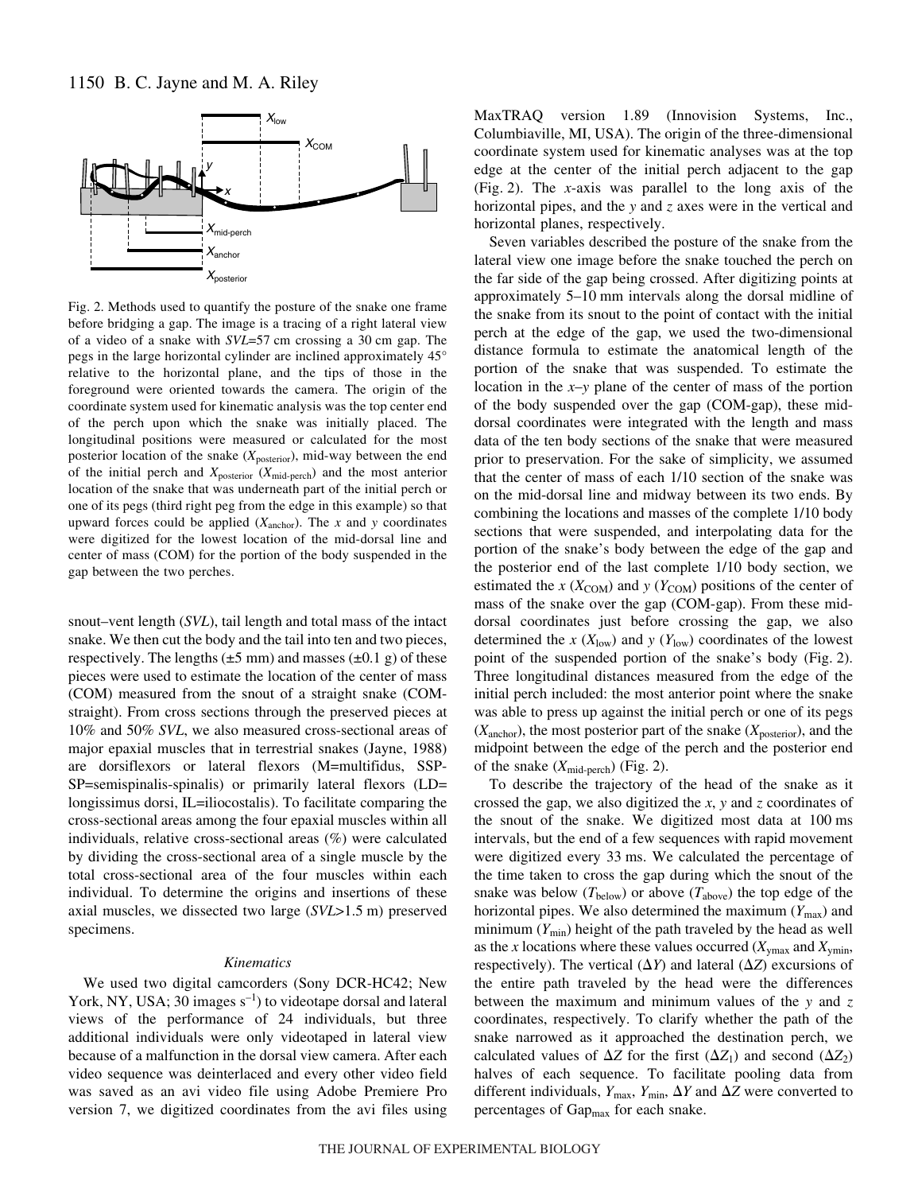Fig. 2. Methods used to quantify the posture of the snake one frame before bridging a gap. The image is a tracing of a right lateral view of a video of a snake with *SVL*=57 cm crossing a 30 cm gap. The pegs in the large horizontal cylinder are inclined approximately 45° relative to the horizontal plane, and the tips of those in the foreground were oriented towards the camera. The origin of the coordinate system used for kinematic analysis was the top center end of the perch upon which the snake was initially placed. The longitudinal positions were measured or calculated for the most posterior location of the snake ($X_{posterior}$), mid-way between the end of the initial perch and $X_{posterior}$ ($X_{mid\text{-}perch}$) and the most anterior location of the snake that was underneath part of the initial perch or one of its pegs (third right peg from the edge in this example) so that upward forces could be applied ($X_{anchor}$). The *x* and *y* coordinates were digitized for the lowest location of the mid-dorsal line and center of mass (COM) for the portion of the body suspended in the gap between the two perches.

snout–vent length (*SVL*), tail length and total mass of the intact snake. We then cut the body and the tail into ten and two pieces, respectively. The lengths (±5 mm) and masses (±0.1 g) of these pieces were used to estimate the location of the center of mass (COM) measured from the snout of a straight snake (COM-straight). From cross sections through the preserved pieces at 10% and 50% *SVL*, we also measured cross-sectional areas of major epaxial muscles that in terrestrial snakes (Jayne, 1988) are dorsiflexors or lateral flexors (M=multifidus, SSP-SP=semispinalis-spinalis) or primarily lateral flexors (LD= longissimus dorsi, IL=iliocostalis). To facilitate comparing the cross-sectional areas among the four epaxial muscles within all individuals, relative cross-sectional areas (%) were calculated by dividing the cross-sectional area of a single muscle by the total cross-sectional area of the four muscles within each individual. To determine the origins and insertions of these axial muscles, we dissected two large (*SVL*>1.5 m) preserved specimens.

### *Kinematics*

We used two digital camcorders (Sony DCR-HC42; New York, NY, USA; 30 images $s^{-1}$) to videotape dorsal and lateral views of the performance of 24 individuals, but three additional individuals were only videotaped in lateral view because of a malfunction in the dorsal view camera. After each video sequence was deinterlaced and every other video field was saved as an avi video file using Adobe Premiere Pro version 7, we digitized coordinates from the avi files using MaxTRAQ version 1.89 (Innovision Systems, Inc., Columbiaville, MI, USA). The origin of the three-dimensional coordinate system used for kinematic analyses was at the top edge at the center of the initial perch adjacent to the gap (Fig. 2). The *x*-axis was parallel to the long axis of the horizontal pipes, and the *y* and *z* axes were in the vertical and horizontal planes, respectively.

Seven variables described the posture of the snake from the lateral view one image before the snake touched the perch on the far side of the gap being crossed. After digitizing points at approximately 5–10 mm intervals along the dorsal midline of the snake from its snout to the point of contact with the initial perch at the edge of the gap, we used the two-dimensional distance formula to estimate the anatomical length of the portion of the snake that was suspended. To estimate the location in the *x–y* plane of the center of mass of the portion of the body suspended over the gap (COM-gap), these mid-dorsal coordinates were integrated with the length and mass data of the ten body sections of the snake that were measured prior to preservation. For the sake of simplicity, we assumed that the center of mass of each 1/10 section of the snake was on the mid-dorsal line and midway between its two ends. By combining the locations and masses of the complete 1/10 body sections that were suspended, and interpolating data for the portion of the snake's body between the edge of the gap and the posterior end of the last complete 1/10 body section, we estimated the *x* ($X_{COM}$) and *y* ($Y_{COM}$) positions of the center of mass of the snake over the gap (COM-gap). From these mid-dorsal coordinates just before crossing the gap, we also determined the *x* ($X_{low}$) and *y* ($Y_{low}$) coordinates of the lowest point of the suspended portion of the snake's body (Fig. 2). Three longitudinal distances measured from the edge of the initial perch included: the most anterior point where the snake was able to press up against the initial perch or one of its pegs ($X_{anchor}$), the most posterior part of the snake ($X_{posterior}$), and the midpoint between the edge of the perch and the posterior end of the snake ($X_{mid\text{-}perch}$) (Fig. 2).

To describe the trajectory of the head of the snake as it crossed the gap, we also digitized the *x*, *y* and *z* coordinates of the snout of the snake. We digitized most data at 100 ms intervals, but the end of a few sequences with rapid movement were digitized every 33 ms. We calculated the percentage of the time taken to cross the gap during which the snout of the snake was below ($T_{below}$) or above ($T_{above}$) the top edge of the horizontal pipes. We also determined the maximum ($Y_{max}$) and minimum ($Y_{min}$) height of the path traveled by the head as well as the *x* locations where these values occurred ($X_{ymax}$ and $X_{ymin}$, respectively). The vertical ($\Delta Y$) and lateral ($\Delta Z$) excursions of the entire path traveled by the head were the differences between the maximum and minimum values of the *y* and *z* coordinates, respectively. To clarify whether the path of the snake narrowed as it approached the destination perch, we calculated values of $\Delta Z$ for the first ($\Delta Z_1$) and second ($\Delta Z_2$) halves of each sequence. To facilitate pooling data from different individuals, $Y_{max}$, $Y_{min}$, $\Delta Y$ and $\Delta Z$ were converted to percentages of $Gap_{max}$ for each snake.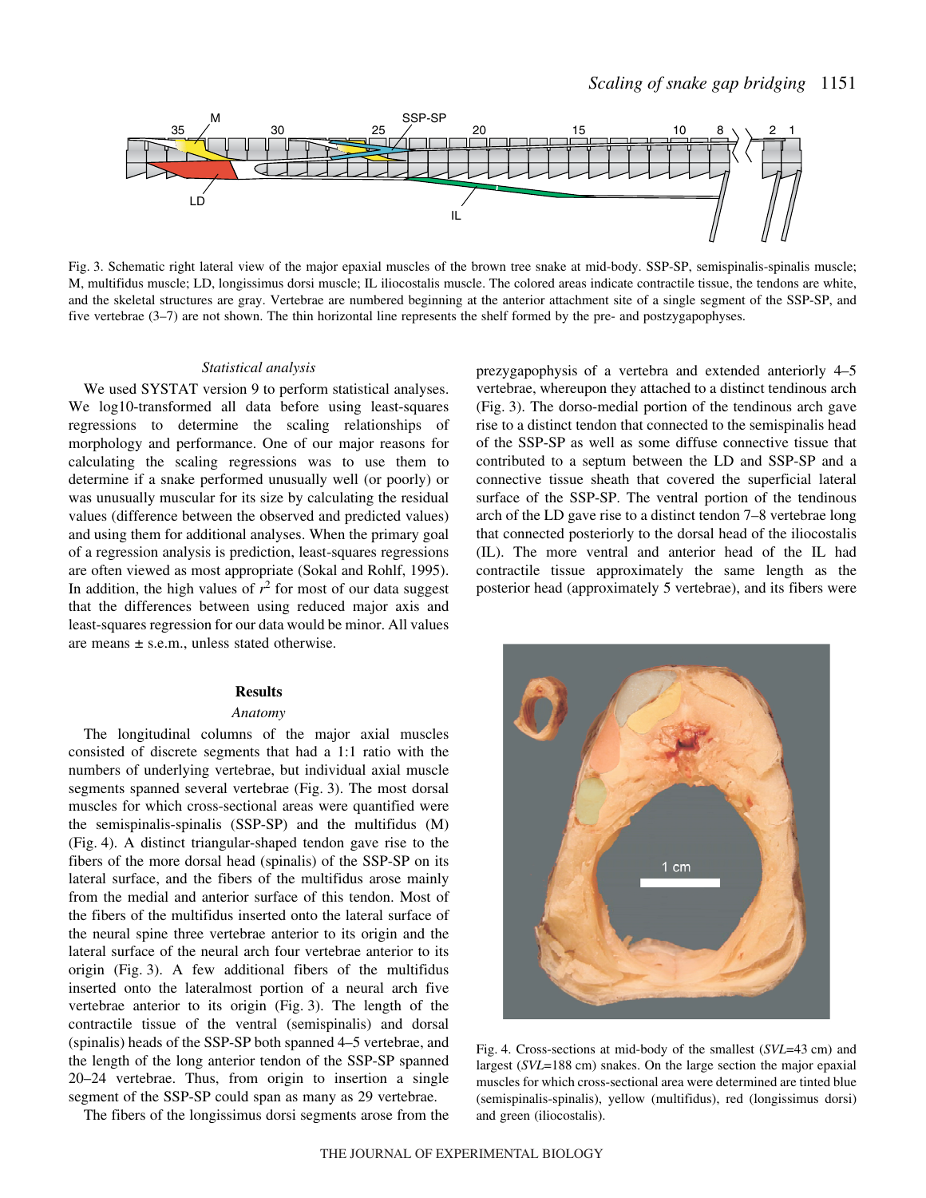Fig. 3. Schematic right lateral view of the major epaxial muscles of the brown tree snake at mid-body. SSP-SP, semispinalis-spinalis muscle; M, multifidus muscle; LD, longissimus dorsi muscle; IL iliocostalis muscle. The colored areas indicate contractile tissue, the tendons are white, and the skeletal structures are gray. Vertebrae are numbered beginning at the anterior attachment site of a single segment of the SSP-SP, and five vertebrae (3–7) are not shown. The thin horizontal line represents the shelf formed by the pre- and postzygapophyses.

### Statistical analysis

We used SYSTAT version 9 to perform statistical analyses. We log10-transformed all data before using least-squares regressions to determine the scaling relationships of morphology and performance. One of our major reasons for calculating the scaling regressions was to use them to determine if a snake performed unusually well (or poorly) or was unusually muscular for its size by calculating the residual values (difference between the observed and predicted values) and using them for additional analyses. When the primary goal of a regression analysis is prediction, least-squares regressions are often viewed as most appropriate (Sokal and Rohlf, 1995). In addition, the high values of $r^2$ for most of our data suggest that the differences between using reduced major axis and least-squares regression for our data would be minor. All values are means ± s.e.m., unless stated otherwise.

## Results

### Anatomy

The longitudinal columns of the major axial muscles consisted of discrete segments that had a 1:1 ratio with the numbers of underlying vertebrae, but individual axial muscle segments spanned several vertebrae (Fig. 3). The most dorsal muscles for which cross-sectional areas were quantified were the semispinalis-spinalis (SSP-SP) and the multifidus (M) (Fig. 4). A distinct triangular-shaped tendon gave rise to the fibers of the more dorsal head (spinalis) of the SSP-SP on its lateral surface, and the fibers of the multifidus arose mainly from the medial and anterior surface of this tendon. Most of the fibers of the multifidus inserted onto the lateral surface of the neural spine three vertebrae anterior to its origin and the lateral surface of the neural arch four vertebrae anterior to its origin (Fig. 3). A few additional fibers of the multifidus inserted onto the lateralmost portion of a neural arch five vertebrae anterior to its origin (Fig. 3). The length of the contractile tissue of the ventral (semispinalis) and dorsal (spinalis) heads of the SSP-SP both spanned 4–5 vertebrae, and the length of the long anterior tendon of the SSP-SP spanned 20–24 vertebrae. Thus, from origin to insertion a single segment of the SSP-SP could span as many as 29 vertebrae.

The fibers of the longissimus dorsi segments arose from the prezygapophysis of a vertebra and extended anteriorly 4–5 vertebrae, whereupon they attached to a distinct tendinous arch (Fig. 3). The dorso-medial portion of the tendinous arch gave rise to a distinct tendon that connected to the semispinalis head of the SSP-SP as well as some diffuse connective tissue that contributed to a septum between the LD and SSP-SP and a connective tissue sheath that covered the superficial lateral surface of the SSP-SP. The ventral portion of the tendinous arch of the LD gave rise to a distinct tendon 7–8 vertebrae long that connected posteriorly to the dorsal head of the iliocostalis (IL). The more ventral and anterior head of the IL had contractile tissue approximately the same length as the posterior head (approximately 5 vertebrae), and its fibers were

Fig. 4. Cross-sections at mid-body of the smallest ($SVL$=43 cm) and largest ($SVL$=188 cm) snakes. On the large section the major epaxial muscles for which cross-sectional area were determined are tinted blue (semispinalis-spinalis), yellow (multifidus), red (longissimus dorsi) and green (iliocostalis).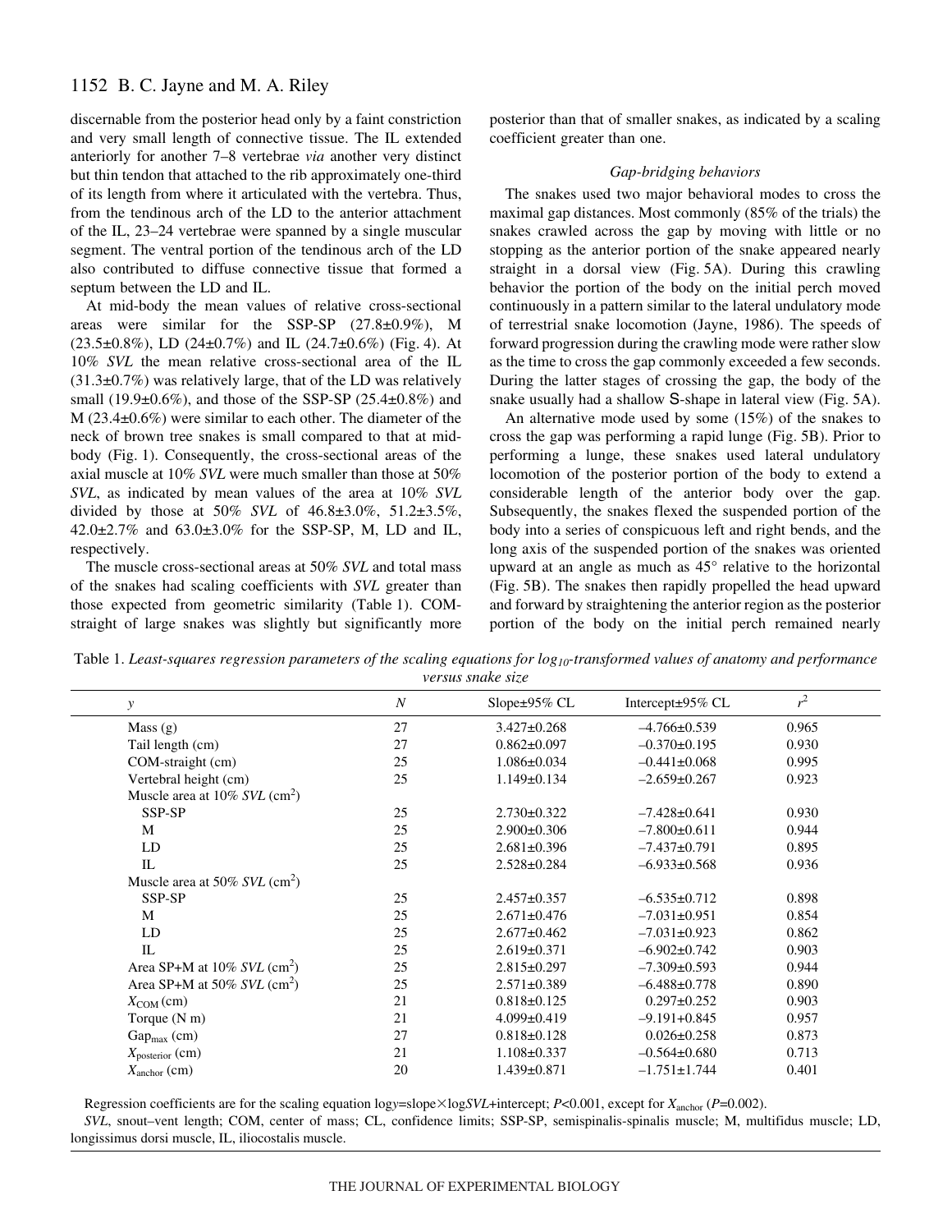discernable from the posterior head only by a faint constriction and very small length of connective tissue. The IL extended anteriorly for another 7–8 vertebrae *via* another very distinct but thin tendon that attached to the rib approximately one-third of its length from where it articulated with the vertebra. Thus, from the tendinous arch of the LD to the anterior attachment of the IL, 23–24 vertebrae were spanned by a single muscular segment. The ventral portion of the tendinous arch of the LD also contributed to diffuse connective tissue that formed a septum between the LD and IL.

At mid-body the mean values of relative cross-sectional areas were similar for the SSP-SP (27.8±0.9%), M (23.5±0.8%), LD (24±0.7%) and IL (24.7±0.6%) (Fig. 4). At 10% *SVL* the mean relative cross-sectional area of the IL (31.3±0.7%) was relatively large, that of the LD was relatively small (19.9±0.6%), and those of the SSP-SP (25.4±0.8%) and M (23.4±0.6%) were similar to each other. The diameter of the neck of brown tree snakes is small compared to that at mid-body (Fig. 1). Consequently, the cross-sectional areas of the axial muscle at 10% *SVL* were much smaller than those at 50% *SVL*, as indicated by mean values of the area at 10% *SVL* divided by those at 50% *SVL* of 46.8±3.0%, 51.2±3.5%, 42.0±2.7% and 63.0±3.0% for the SSP-SP, M, LD and IL, respectively.

The muscle cross-sectional areas at 50% *SVL* and total mass of the snakes had scaling coefficients with *SVL* greater than those expected from geometric similarity (Table 1). COM-straight of large snakes was slightly but significantly more posterior than that of smaller snakes, as indicated by a scaling coefficient greater than one.

### *Gap-bridging behaviors*

The snakes used two major behavioral modes to cross the maximal gap distances. Most commonly (85% of the trials) the snakes crawled across the gap by moving with little or no stopping as the anterior portion of the snake appeared nearly straight in a dorsal view (Fig. 5A). During this crawling behavior the portion of the body on the initial perch moved continuously in a pattern similar to the lateral undulatory mode of terrestrial snake locomotion (Jayne, 1986). The speeds of forward progression during the crawling mode were rather slow as the time to cross the gap commonly exceeded a few seconds. During the latter stages of crossing the gap, the body of the snake usually had a shallow S-shape in lateral view (Fig. 5A).

An alternative mode used by some (15%) of the snakes to cross the gap was performing a rapid lunge (Fig. 5B). Prior to performing a lunge, these snakes used lateral undulatory locomotion of the posterior portion of the body to extend a considerable length of the anterior body over the gap. Subsequently, the snakes flexed the suspended portion of the body into a series of conspicuous left and right bends, and the long axis of the suspended portion of the snakes was oriented upward at an angle as much as 45° relative to the horizontal (Fig. 5B). The snakes then rapidly propelled the head upward and forward by straightening the anterior region as the posterior portion of the body on the initial perch remained nearly

Table 1. *Least-squares regression parameters of the scaling equations for $\log_{10}$-transformed values of anatomy and performance versus snake size*

| *y* | *N* | Slope±95% CL | Intercept±95% CL | $r^2$ |
|---|---|---|---|---|
| Mass (g) | 27 | 3.427±0.268 | –4.766±0.539 | 0.965 |
| Tail length (cm) | 27 | 0.862±0.097 | –0.370±0.195 | 0.930 |
| COM-straight (cm) | 25 | 1.086±0.034 | –0.441±0.068 | 0.995 |
| Vertebral height (cm) | 25 | 1.149±0.134 | –2.659±0.267 | 0.923 |
| Muscle area at 10% *SVL* ($cm^2$) | | | | |
| SSP-SP | 25 | 2.730±0.322 | –7.428±0.641 | 0.930 |
| M | 25 | 2.900±0.306 | –7.800±0.611 | 0.944 |
| LD | 25 | 2.681±0.396 | –7.437±0.791 | 0.895 |
| IL | 25 | 2.528±0.284 | –6.933±0.568 | 0.936 |
| Muscle area at 50% *SVL* ($cm^2$) | | | | |
| SSP-SP | 25 | 2.457±0.357 | –6.535±0.712 | 0.898 |
| M | 25 | 2.671±0.476 | –7.031±0.951 | 0.854 |
| LD | 25 | 2.677±0.462 | –7.031±0.923 | 0.862 |
| IL | 25 | 2.619±0.371 | –6.902±0.742 | 0.903 |
| Area SP+M at 10% *SVL* ($cm^2$) | 25 | 2.815±0.297 | –7.309±0.593 | 0.944 |
| Area SP+M at 50% *SVL* ($cm^2$) | 25 | 2.571±0.389 | –6.488±0.778 | 0.890 |
| $X_{COM}$ (cm) | 21 | 0.818±0.125 | 0.297±0.252 | 0.903 |
| Torque (N m) | 21 | 4.099±0.419 | –9.191+0.845 | 0.957 |
| $Gap_{max}$ (cm) | 27 | 0.818±0.128 | 0.026±0.258 | 0.873 |
| $X_{posterior}$ (cm) | 21 | 1.108±0.337 | –0.564±0.680 | 0.713 |
| $X_{anchor}$ (cm) | 20 | 1.439±0.871 | –1.751±1.744 | 0.401 |

Regression coefficients are for the scaling equation $\log y = \text{slope} \times \log SVL + \text{intercept}$; $P<0.001$, except for $X_{anchor}$ ($P=0.002$).

*SVL*, snout–vent length; COM, center of mass; CL, confidence limits; SSP-SP, semispinalis-spinalis muscle; M, multifidus muscle; LD, longissimus dorsi muscle, IL, iliocostalis muscle.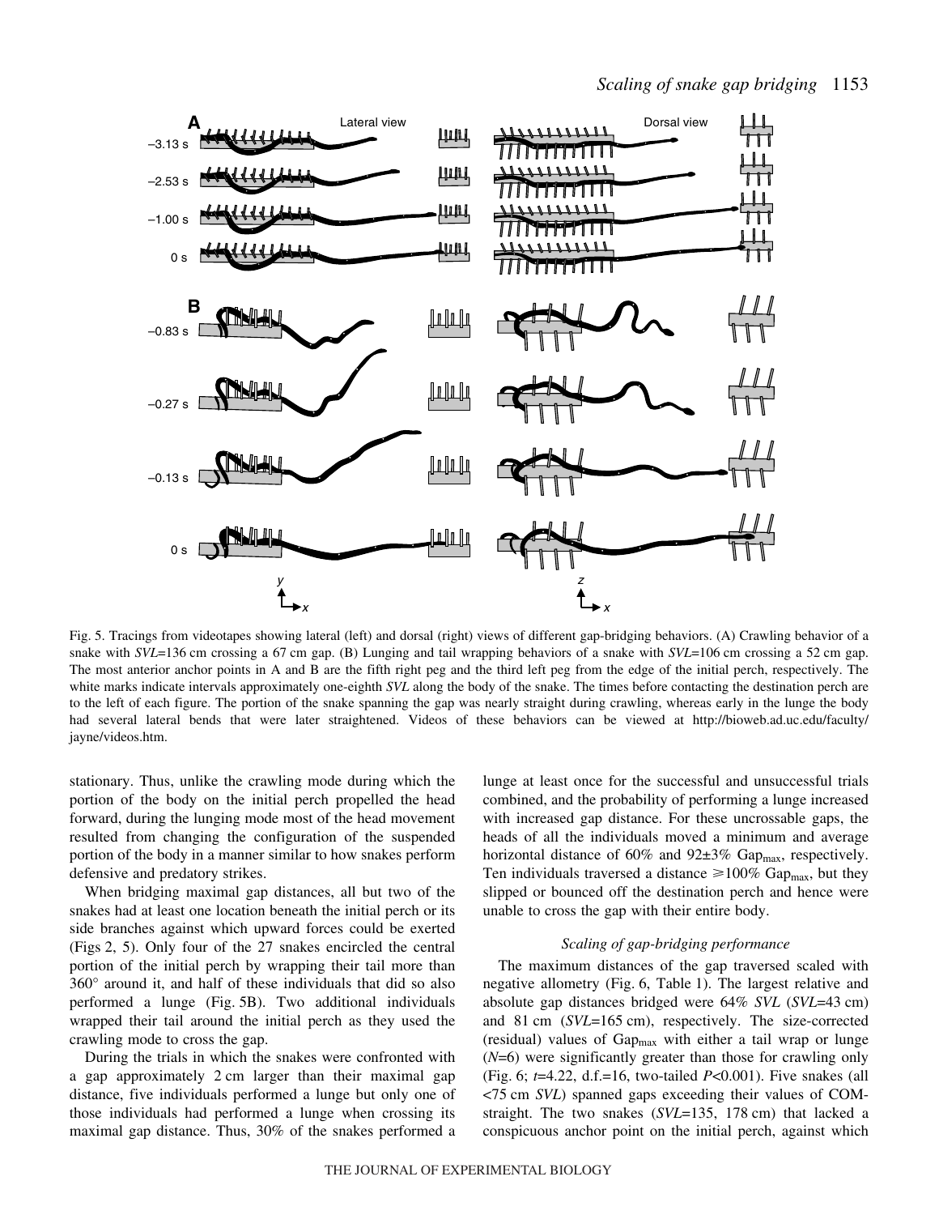Fig. 5. Tracings from videotapes showing lateral (left) and dorsal (right) views of different gap-bridging behaviors. (A) Crawling behavior of a snake with *SVL*=136 cm crossing a 67 cm gap. (B) Lunging and tail wrapping behaviors of a snake with *SVL*=106 cm crossing a 52 cm gap. The most anterior anchor points in A and B are the fifth right peg and the third left peg from the edge of the initial perch, respectively. The white marks indicate intervals approximately one-eighth *SVL* along the body of the snake. The times before contacting the destination perch are to the left of each figure. The portion of the snake spanning the gap was nearly straight during crawling, whereas early in the lunge the body had several lateral bends that were later straightened. Videos of these behaviors can be viewed at http://bioweb.ad.uc.edu/faculty/jayne/videos.htm.

stationary. Thus, unlike the crawling mode during which the portion of the body on the initial perch propelled the head forward, during the lunging mode most of the head movement resulted from changing the configuration of the suspended portion of the body in a manner similar to how snakes perform defensive and predatory strikes.

When bridging maximal gap distances, all but two of the snakes had at least one location beneath the initial perch or its side branches against which upward forces could be exerted (Figs 2, 5). Only four of the 27 snakes encircled the central portion of the initial perch by wrapping their tail more than 360° around it, and half of these individuals that did so also performed a lunge (Fig. 5B). Two additional individuals wrapped their tail around the initial perch as they used the crawling mode to cross the gap.

During the trials in which the snakes were confronted with a gap approximately 2 cm larger than their maximal gap distance, five individuals performed a lunge but only one of those individuals had performed a lunge when crossing its maximal gap distance. Thus, 30% of the snakes performed a lunge at least once for the successful and unsuccessful trials combined, and the probability of performing a lunge increased with increased gap distance. For these uncrossable gaps, the heads of all the individuals moved a minimum and average horizontal distance of 60% and 92±3% $Gap_{max}$, respectively. Ten individuals traversed a distance ≥100% $Gap_{max}$, but they slipped or bounced off the destination perch and hence were unable to cross the gap with their entire body.

### *Scaling of gap-bridging performance*

The maximum distances of the gap traversed scaled with negative allometry (Fig. 6, Table 1). The largest relative and absolute gap distances bridged were 64% *SVL* (*SVL*=43 cm) and 81 cm (*SVL*=165 cm), respectively. The size-corrected (residual) values of $Gap_{max}$ with either a tail wrap or lunge (*N*=6) were significantly greater than those for crawling only (Fig. 6; $t$=4.22, d.f.=16, two-tailed $P$<0.001). Five snakes (all <75 cm *SVL*) spanned gaps exceeding their values of COM-straight. The two snakes (*SVL*=135, 178 cm) that lacked a conspicuous anchor point on the initial perch, against which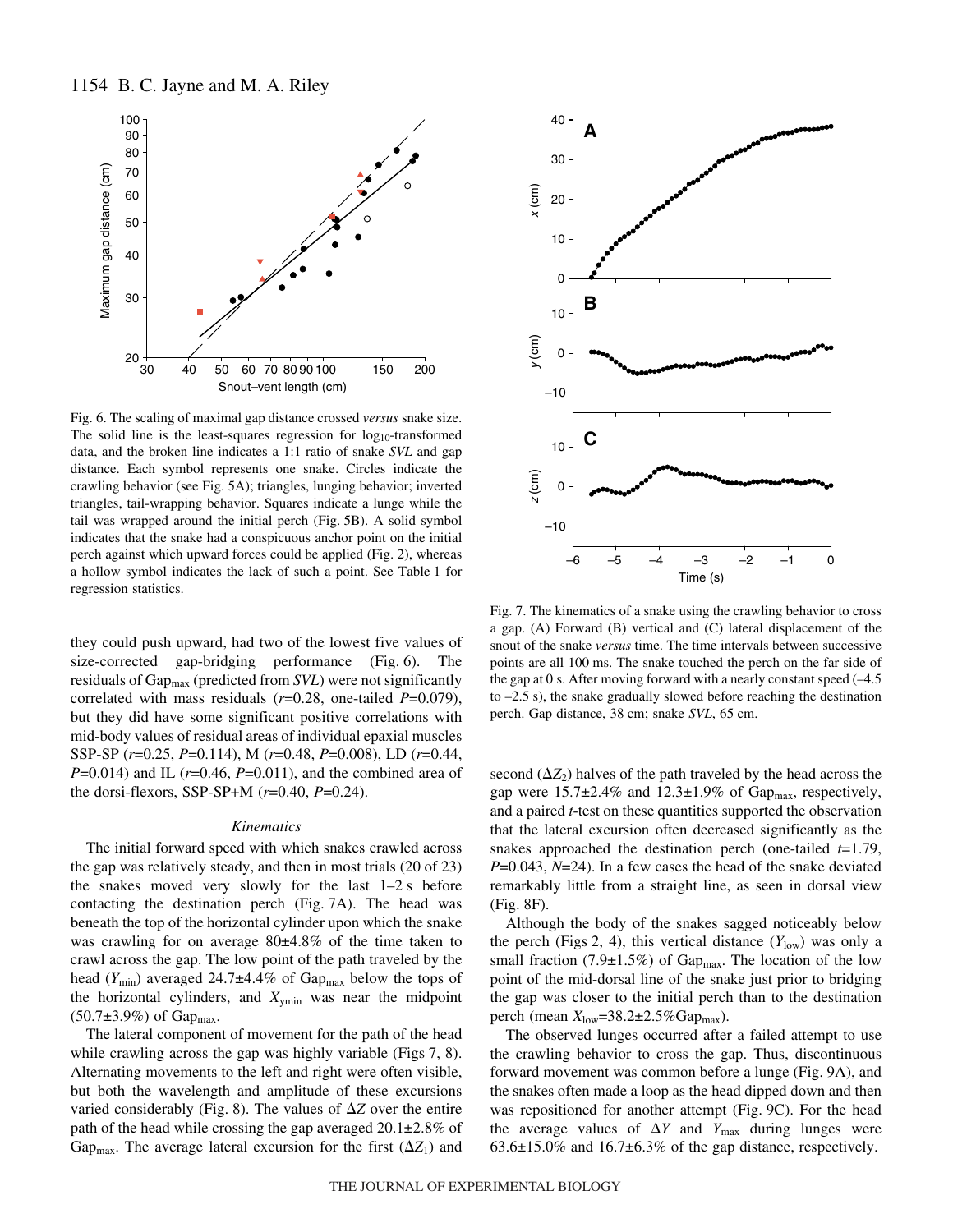Fig. 6. The scaling of maximal gap distance crossed *versus* snake size. The solid line is the least-squares regression for $\log_{10}$-transformed data, and the broken line indicates a 1:1 ratio of snake *SVL* and gap distance. Each symbol represents one snake. Circles indicate the crawling behavior (see Fig. 5A); triangles, lunging behavior; inverted triangles, tail-wrapping behavior. Squares indicate a lunge while the tail was wrapped around the initial perch (Fig. 5B). A solid symbol indicates that the snake had a conspicuous anchor point on the initial perch against which upward forces could be applied (Fig. 2), whereas a hollow symbol indicates the lack of such a point. See Table 1 for regression statistics.

Fig. 7. The kinematics of a snake using the crawling behavior to cross a gap. (A) Forward (B) vertical and (C) lateral displacement of the snout of the snake *versus* time. The time intervals between successive points are all 100 ms. The snake touched the perch on the far side of the gap at 0 s. After moving forward with a nearly constant speed (–4.5 to –2.5 s), the snake gradually slowed before reaching the destination perch. Gap distance, 38 cm; snake *SVL*, 65 cm.

they could push upward, had two of the lowest five values of size-corrected gap-bridging performance (Fig. 6). The residuals of $Gap_{max}$ (predicted from *SVL*) were not significantly correlated with mass residuals ($r$=0.28, one-tailed $P$=0.079), but they did have some significant positive correlations with mid-body values of residual areas of individual epaxial muscles SSP-SP ($r$=0.25, $P$=0.114), M ($r$=0.48, $P$=0.008), LD ($r$=0.44, $P$=0.014) and IL ($r$=0.46, $P$=0.011), and the combined area of the dorsi-flexors, SSP-SP+M ($r$=0.40, $P$=0.24).

### *Kinematics*

The initial forward speed with which snakes crawled across the gap was relatively steady, and then in most trials (20 of 23) the snakes moved very slowly for the last 1–2 s before contacting the destination perch (Fig. 7A). The head was beneath the top of the horizontal cylinder upon which the snake was crawling for on average 80±4.8% of the time taken to crawl across the gap. The low point of the path traveled by the head ($Y_{min}$) averaged 24.7±4.4% of $Gap_{max}$ below the tops of the horizontal cylinders, and $X_{ymin}$ was near the midpoint (50.7±3.9%) of $Gap_{max}$.

The lateral component of movement for the path of the head while crawling across the gap was highly variable (Figs 7, 8). Alternating movements to the left and right were often visible, but both the wavelength and amplitude of these excursions varied considerably (Fig. 8). The values of $\Delta Z$ over the entire path of the head while crossing the gap averaged 20.1±2.8% of $Gap_{max}$. The average lateral excursion for the first ($\Delta Z_1$) and second ($\Delta Z_2$) halves of the path traveled by the head across the gap were 15.7±2.4% and 12.3±1.9% of $Gap_{max}$, respectively, and a paired $t$-test on these quantities supported the observation that the lateral excursion often decreased significantly as the snakes approached the destination perch (one-tailed $t$=1.79, $P$=0.043, $N$=24). In a few cases the head of the snake deviated remarkably little from a straight line, as seen in dorsal view (Fig. 8F).

Although the body of the snakes sagged noticeably below the perch (Figs 2, 4), this vertical distance ($Y_{low}$) was only a small fraction (7.9±1.5%) of $Gap_{max}$. The location of the low point of the mid-dorsal line of the snake just prior to bridging the gap was closer to the initial perch than to the destination perch (mean $X_{low}$=38.2±2.5%$Gap_{max}$).

The observed lunges occurred after a failed attempt to use the crawling behavior to cross the gap. Thus, discontinuous forward movement was common before a lunge (Fig. 9A), and the snakes often made a loop as the head dipped down and then was repositioned for another attempt (Fig. 9C). For the head the average values of $\Delta Y$ and $Y_{max}$ during lunges were 63.6±15.0% and 16.7±6.3% of the gap distance, respectively.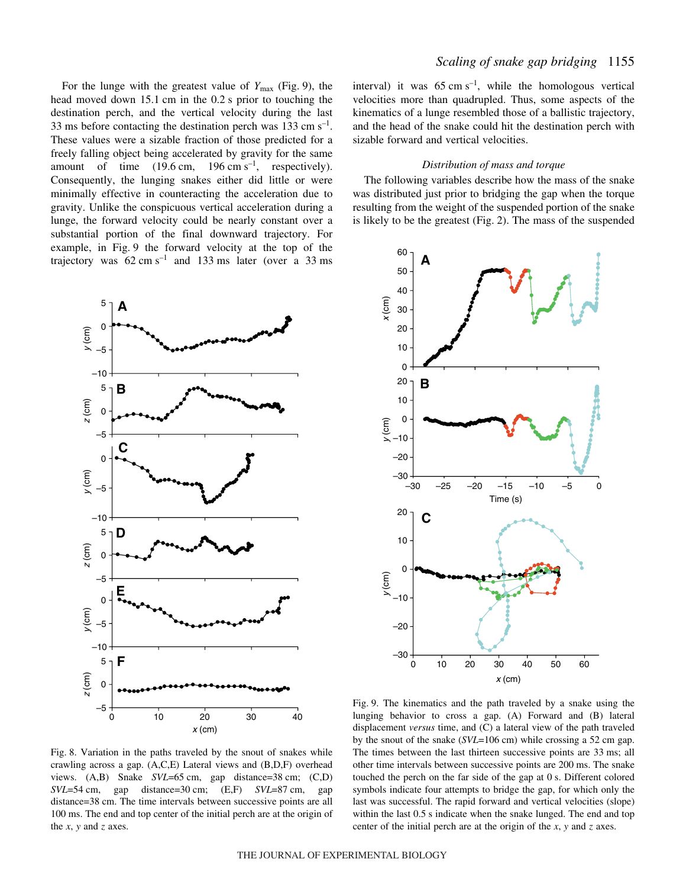For the lunge with the greatest value of $Y_{max}$ (Fig. 9), the head moved down 15.1 cm in the 0.2 s prior to touching the destination perch, and the vertical velocity during the last 33 ms before contacting the destination perch was 133 cm $s^{-1}$. These values were a sizable fraction of those predicted for a freely falling object being accelerated by gravity for the same amount of time (19.6 cm, 196 cm $s^{-1}$, respectively). Consequently, the lunging snakes either did little or were minimally effective in counteracting the acceleration due to gravity. Unlike the conspicuous vertical acceleration during a lunge, the forward velocity could be nearly constant over a substantial portion of the final downward trajectory. For example, in Fig. 9 the forward velocity at the top of the trajectory was 62 cm $s^{-1}$ and 133 ms later (over a 33 ms interval) it was 65 cm $s^{-1}$, while the homologous vertical velocities more than quadrupled. Thus, some aspects of the kinematics of a lunge resembled those of a ballistic trajectory, and the head of the snake could hit the destination perch with sizable forward and vertical velocities.

### *Distribution of mass and torque*

The following variables describe how the mass of the snake was distributed just prior to bridging the gap when the torque resulting from the weight of the suspended portion of the snake is likely to be the greatest (Fig. 2). The mass of the suspended

Fig. 8. Variation in the paths traveled by the snout of snakes while crawling across a gap. (A,C,E) Lateral views and (B,D,F) overhead views. (A,B) Snake *SVL*=65 cm, gap distance=38 cm; (C,D) *SVL*=54 cm, gap distance=30 cm; (E,F) *SVL*=87 cm, gap distance=38 cm. The time intervals between successive points are all 100 ms. The end and top center of the initial perch are at the origin of the *x*, *y* and *z* axes.

Fig. 9. The kinematics and the path traveled by a snake using the lunging behavior to cross a gap. (A) Forward and (B) lateral displacement *versus* time, and (C) a lateral view of the path traveled by the snout of the snake (*SVL*=106 cm) while crossing a 52 cm gap. The times between the last thirteen successive points are 33 ms; all other time intervals between successive points are 200 ms. The snake touched the perch on the far side of the gap at 0 s. Different colored symbols indicate four attempts to bridge the gap, for which only the last was successful. The rapid forward and vertical velocities (slope) within the last 0.5 s indicate when the snake lunged. The end and top center of the initial perch are at the origin of the *x*, *y* and *z* axes.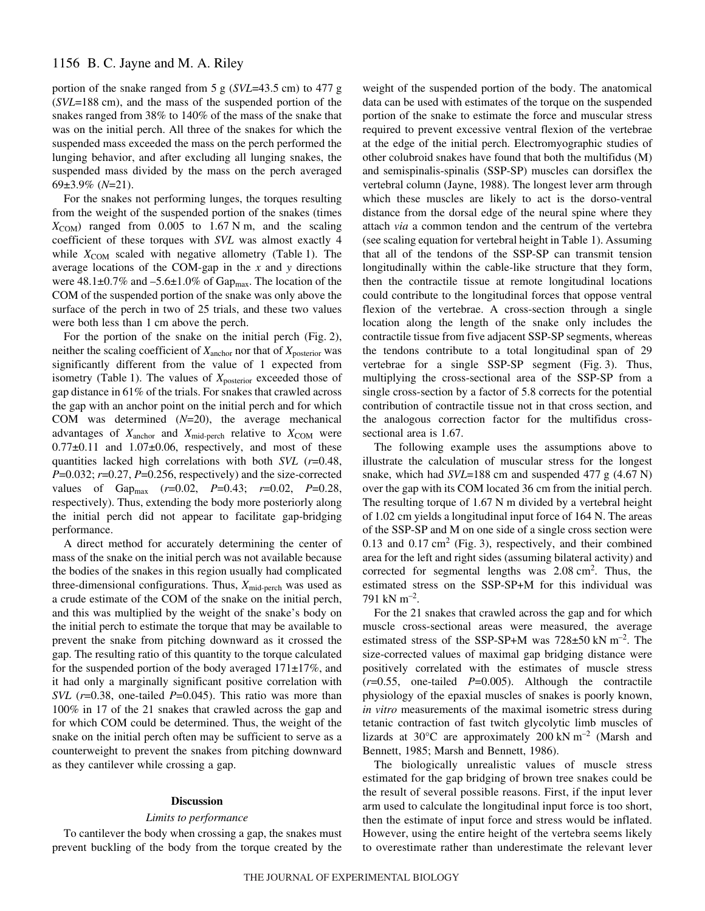portion of the snake ranged from 5 g (*SVL*=43.5 cm) to 477 g (*SVL*=188 cm), and the mass of the suspended portion of the snakes ranged from 38% to 140% of the mass of the snake that was on the initial perch. All three of the snakes for which the suspended mass exceeded the mass on the perch performed the lunging behavior, and after excluding all lunging snakes, the suspended mass divided by the mass on the perch averaged 69±3.9% (*N*=21).

For the snakes not performing lunges, the torques resulting from the weight of the suspended portion of the snakes (times $X_{COM}$) ranged from 0.005 to 1.67 N m, and the scaling coefficient of these torques with *SVL* was almost exactly 4 while $X_{COM}$ scaled with negative allometry (Table 1). The average locations of the COM-gap in the *x* and *y* directions were 48.1±0.7% and –5.6±1.0% of $Gap_{max}$. The location of the COM of the suspended portion of the snake was only above the surface of the perch in two of 25 trials, and these two values were both less than 1 cm above the perch.

For the portion of the snake on the initial perch (Fig. 2), neither the scaling coefficient of $X_{anchor}$ nor that of $X_{posterior}$ was significantly different from the value of 1 expected from isometry (Table 1). The values of $X_{posterior}$ exceeded those of gap distance in 61% of the trials. For snakes that crawled across the gap with an anchor point on the initial perch and for which COM was determined (*N*=20), the average mechanical advantages of $X_{anchor}$ and $X_{mid\text{-}perch}$ relative to $X_{COM}$ were 0.77±0.11 and 1.07±0.06, respectively, and most of these quantities lacked high correlations with both *SVL* ($r$=0.48, $P$=0.032; $r$=0.27, $P$=0.256, respectively) and the size-corrected values of $Gap_{max}$ ($r$=0.02, $P$=0.43; $r$=0.02, $P$=0.28, respectively). Thus, extending the body more posteriorly along the initial perch did not appear to facilitate gap-bridging performance.

A direct method for accurately determining the center of mass of the snake on the initial perch was not available because the bodies of the snakes in this region usually had complicated three-dimensional configurations. Thus, $X_{mid\text{-}perch}$ was used as a crude estimate of the COM of the snake on the initial perch, and this was multiplied by the weight of the snake's body on the initial perch to estimate the torque that may be available to prevent the snake from pitching downward as it crossed the gap. The resulting ratio of this quantity to the torque calculated for the suspended portion of the body averaged 171±17%, and it had only a marginally significant positive correlation with *SVL* ($r$=0.38, one-tailed $P$=0.045). This ratio was more than 100% in 17 of the 21 snakes that crawled across the gap and for which COM could be determined. Thus, the weight of the snake on the initial perch often may be sufficient to serve as a counterweight to prevent the snakes from pitching downward as they cantilever while crossing a gap.

## Discussion

### *Limits to performance*

To cantilever the body when crossing a gap, the snakes must prevent buckling of the body from the torque created by the weight of the suspended portion of the body. The anatomical data can be used with estimates of the torque on the suspended portion of the snake to estimate the force and muscular stress required to prevent excessive ventral flexion of the vertebrae at the edge of the initial perch. Electromyographic studies of other colubroid snakes have found that both the multifidus (M) and semispinalis-spinalis (SSP-SP) muscles can dorsiflex the vertebral column (Jayne, 1988). The longest lever arm through which these muscles are likely to act is the dorso-ventral distance from the dorsal edge of the neural spine where they attach *via* a common tendon and the centrum of the vertebra (see scaling equation for vertebral height in Table 1). Assuming that all of the tendons of the SSP-SP can transmit tension longitudinally within the cable-like structure that they form, then the contractile tissue at remote longitudinal locations could contribute to the longitudinal forces that oppose ventral flexion of the vertebrae. A cross-section through a single location along the length of the snake only includes the contractile tissue from five adjacent SSP-SP segments, whereas the tendons contribute to a total longitudinal span of 29 vertebrae for a single SSP-SP segment (Fig. 3). Thus, multiplying the cross-sectional area of the SSP-SP from a single cross-section by a factor of 5.8 corrects for the potential contribution of contractile tissue not in that cross section, and the analogous correction factor for the multifidus cross-sectional area is 1.67.

The following example uses the assumptions above to illustrate the calculation of muscular stress for the longest snake, which had *SVL*=188 cm and suspended 477 g (4.67 N) over the gap with its COM located 36 cm from the initial perch. The resulting torque of 1.67 N m divided by a vertebral height of 1.02 cm yields a longitudinal input force of 164 N. The areas of the SSP-SP and M on one side of a single cross section were 0.13 and 0.17 $cm^2$ (Fig. 3), respectively, and their combined area for the left and right sides (assuming bilateral activity) and corrected for segmental lengths was 2.08 $cm^2$. Thus, the estimated stress on the SSP-SP+M for this individual was 791 kN $m^{-2}$.

For the 21 snakes that crawled across the gap and for which muscle cross-sectional areas were measured, the average estimated stress of the SSP-SP+M was 728±50 kN $m^{-2}$. The size-corrected values of maximal gap bridging distance were positively correlated with the estimates of muscle stress ($r$=0.55, one-tailed $P$=0.005). Although the contractile physiology of the epaxial muscles of snakes is poorly known, *in vitro* measurements of the maximal isometric stress during tetanic contraction of fast twitch glycolytic limb muscles of lizards at 30°C are approximately 200 kN $m^{-2}$ (Marsh and Bennett, 1985; Marsh and Bennett, 1986).

The biologically unrealistic values of muscle stress estimated for the gap bridging of brown tree snakes could be the result of several possible reasons. First, if the input lever arm used to calculate the longitudinal input force is too short, then the estimate of input force and stress would be inflated. However, using the entire height of the vertebra seems likely to overestimate rather than underestimate the relevant lever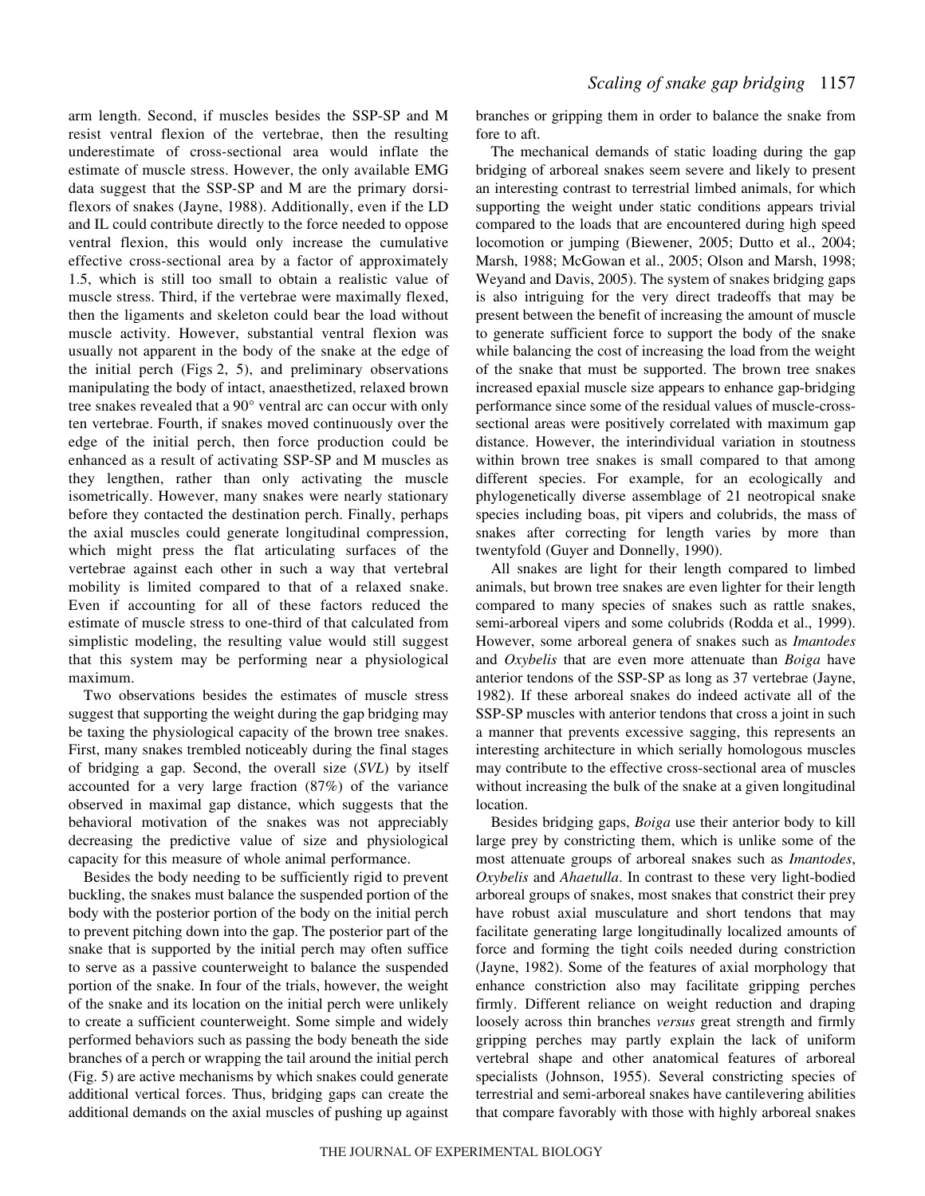arm length. Second, if muscles besides the SSP-SP and M resist ventral flexion of the vertebrae, then the resulting underestimate of cross-sectional area would inflate the estimate of muscle stress. However, the only available EMG data suggest that the SSP-SP and M are the primary dorsiflexors of snakes (Jayne, 1988). Additionally, even if the LD and IL could contribute directly to the force needed to oppose ventral flexion, this would only increase the cumulative effective cross-sectional area by a factor of approximately 1.5, which is still too small to obtain a realistic value of muscle stress. Third, if the vertebrae were maximally flexed, then the ligaments and skeleton could bear the load without muscle activity. However, substantial ventral flexion was usually not apparent in the body of the snake at the edge of the initial perch (Figs 2, 5), and preliminary observations manipulating the body of intact, anaesthetized, relaxed brown tree snakes revealed that a 90° ventral arc can occur with only ten vertebrae. Fourth, if snakes moved continuously over the edge of the initial perch, then force production could be enhanced as a result of activating SSP-SP and M muscles as they lengthen, rather than only activating the muscle isometrically. However, many snakes were nearly stationary before they contacted the destination perch. Finally, perhaps the axial muscles could generate longitudinal compression, which might press the flat articulating surfaces of the vertebrae against each other in such a way that vertebral mobility is limited compared to that of a relaxed snake. Even if accounting for all of these factors reduced the estimate of muscle stress to one-third of that calculated from simplistic modeling, the resulting value would still suggest that this system may be performing near a physiological maximum.

Two observations besides the estimates of muscle stress suggest that supporting the weight during the gap bridging may be taxing the physiological capacity of the brown tree snakes. First, many snakes trembled noticeably during the final stages of bridging a gap. Second, the overall size (*SVL*) by itself accounted for a very large fraction (87%) of the variance observed in maximal gap distance, which suggests that the behavioral motivation of the snakes was not appreciably decreasing the predictive value of size and physiological capacity for this measure of whole animal performance.

Besides the body needing to be sufficiently rigid to prevent buckling, the snakes must balance the suspended portion of the body with the posterior portion of the body on the initial perch to prevent pitching down into the gap. The posterior part of the snake that is supported by the initial perch may often suffice to serve as a passive counterweight to balance the suspended portion of the snake. In four of the trials, however, the weight of the snake and its location on the initial perch were unlikely to create a sufficient counterweight. Some simple and widely performed behaviors such as passing the body beneath the side branches of a perch or wrapping the tail around the initial perch (Fig. 5) are active mechanisms by which snakes could generate additional vertical forces. Thus, bridging gaps can create the additional demands on the axial muscles of pushing up against branches or gripping them in order to balance the snake from fore to aft.

The mechanical demands of static loading during the gap bridging of arboreal snakes seem severe and likely to present an interesting contrast to terrestrial limbed animals, for which supporting the weight under static conditions appears trivial compared to the loads that are encountered during high speed locomotion or jumping (Biewener, 2005; Dutto et al., 2004; Marsh, 1988; McGowan et al., 2005; Olson and Marsh, 1998; Weyand and Davis, 2005). The system of snakes bridging gaps is also intriguing for the very direct tradeoffs that may be present between the benefit of increasing the amount of muscle to generate sufficient force to support the body of the snake while balancing the cost of increasing the load from the weight of the snake that must be supported. The brown tree snakes increased epaxial muscle size appears to enhance gap-bridging performance since some of the residual values of muscle-cross-sectional areas were positively correlated with maximum gap distance. However, the interindividual variation in stoutness within brown tree snakes is small compared to that among different species. For example, for an ecologically and phylogenetically diverse assemblage of 21 neotropical snake species including boas, pit vipers and colubrids, the mass of snakes after correcting for length varies by more than twentyfold (Guyer and Donnelly, 1990).

All snakes are light for their length compared to limbed animals, but brown tree snakes are even lighter for their length compared to many species of snakes such as rattle snakes, semi-arboreal vipers and some colubrids (Rodda et al., 1999). However, some arboreal genera of snakes such as *Imantodes* and *Oxybelis* that are even more attenuate than *Boiga* have anterior tendons of the SSP-SP as long as 37 vertebrae (Jayne, 1982). If these arboreal snakes do indeed activate all of the SSP-SP muscles with anterior tendons that cross a joint in such a manner that prevents excessive sagging, this represents an interesting architecture in which serially homologous muscles may contribute to the effective cross-sectional area of muscles without increasing the bulk of the snake at a given longitudinal location.

Besides bridging gaps, *Boiga* use their anterior body to kill large prey by constricting them, which is unlike some of the most attenuate groups of arboreal snakes such as *Imantodes*, *Oxybelis* and *Ahaetulla*. In contrast to these very light-bodied arboreal groups of snakes, most snakes that constrict their prey have robust axial musculature and short tendons that may facilitate generating large longitudinally localized amounts of force and forming the tight coils needed during constriction (Jayne, 1982). Some of the features of axial morphology that enhance constriction also may facilitate gripping perches firmly. Different reliance on weight reduction and draping loosely across thin branches *versus* great strength and firmly gripping perches may partly explain the lack of uniform vertebral shape and other anatomical features of arboreal specialists (Johnson, 1955). Several constricting species of terrestrial and semi-arboreal snakes have cantilevering abilities that compare favorably with those with highly arboreal snakes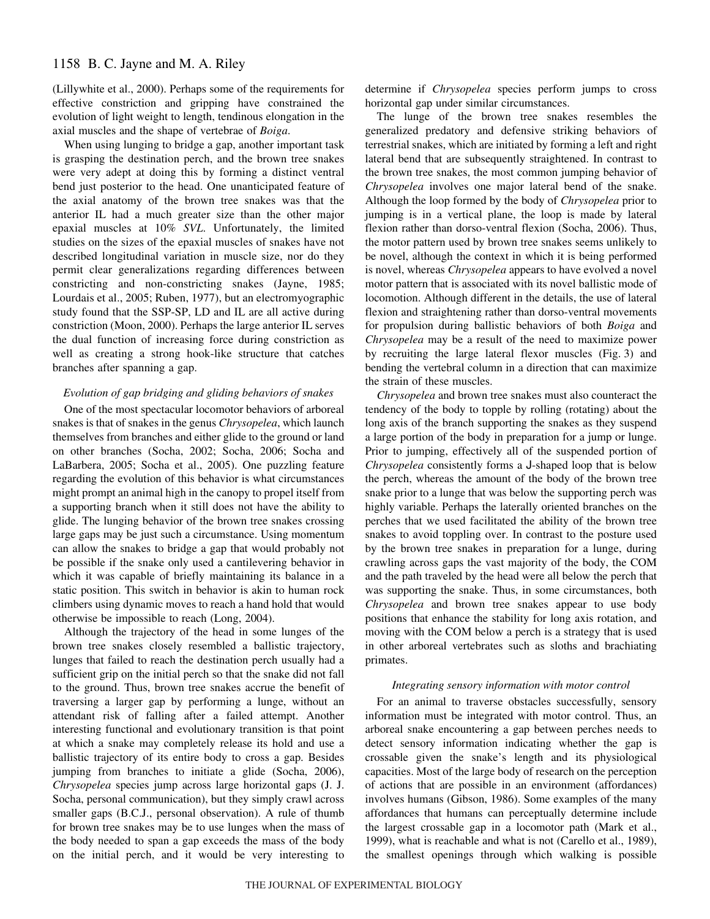(Lillywhite et al., 2000). Perhaps some of the requirements for effective constriction and gripping have constrained the evolution of light weight to length, tendinous elongation in the axial muscles and the shape of vertebrae of *Boiga*.

When using lunging to bridge a gap, another important task is grasping the destination perch, and the brown tree snakes were very adept at doing this by forming a distinct ventral bend just posterior to the head. One unanticipated feature of the axial anatomy of the brown tree snakes was that the anterior IL had a much greater size than the other major epaxial muscles at 10% *SVL*. Unfortunately, the limited studies on the sizes of the epaxial muscles of snakes have not described longitudinal variation in muscle size, nor do they permit clear generalizations regarding differences between constricting and non-constricting snakes (Jayne, 1985; Lourdais et al., 2005; Ruben, 1977), but an electromyographic study found that the SSP-SP, LD and IL are all active during constriction (Moon, 2000). Perhaps the large anterior IL serves the dual function of increasing force during constriction as well as creating a strong hook-like structure that catches branches after spanning a gap.

### *Evolution of gap bridging and gliding behaviors of snakes*

One of the most spectacular locomotor behaviors of arboreal snakes is that of snakes in the genus *Chrysopelea*, which launch themselves from branches and either glide to the ground or land on other branches (Socha, 2002; Socha, 2006; Socha and LaBarbera, 2005; Socha et al., 2005). One puzzling feature regarding the evolution of this behavior is what circumstances might prompt an animal high in the canopy to propel itself from a supporting branch when it still does not have the ability to glide. The lunging behavior of the brown tree snakes crossing large gaps may be just such a circumstance. Using momentum can allow the snakes to bridge a gap that would probably not be possible if the snake only used a cantilevering behavior in which it was capable of briefly maintaining its balance in a static position. This switch in behavior is akin to human rock climbers using dynamic moves to reach a hand hold that would otherwise be impossible to reach (Long, 2004).

Although the trajectory of the head in some lunges of the brown tree snakes closely resembled a ballistic trajectory, lunges that failed to reach the destination perch usually had a sufficient grip on the initial perch so that the snake did not fall to the ground. Thus, brown tree snakes accrue the benefit of traversing a larger gap by performing a lunge, without an attendant risk of falling after a failed attempt. Another interesting functional and evolutionary transition is that point at which a snake may completely release its hold and use a ballistic trajectory of its entire body to cross a gap. Besides jumping from branches to initiate a glide (Socha, 2006), *Chrysopelea* species jump across large horizontal gaps (J. J. Socha, personal communication), but they simply crawl across smaller gaps (B.C.J., personal observation). A rule of thumb for brown tree snakes may be to use lunges when the mass of the body needed to span a gap exceeds the mass of the body on the initial perch, and it would be very interesting to determine if *Chrysopelea* species perform jumps to cross horizontal gap under similar circumstances.

The lunge of the brown tree snakes resembles the generalized predatory and defensive striking behaviors of terrestrial snakes, which are initiated by forming a left and right lateral bend that are subsequently straightened. In contrast to the brown tree snakes, the most common jumping behavior of *Chrysopelea* involves one major lateral bend of the snake. Although the loop formed by the body of *Chrysopelea* prior to jumping is in a vertical plane, the loop is made by lateral flexion rather than dorso-ventral flexion (Socha, 2006). Thus, the motor pattern used by brown tree snakes seems unlikely to be novel, although the context in which it is being performed is novel, whereas *Chrysopelea* appears to have evolved a novel motor pattern that is associated with its novel ballistic mode of locomotion. Although different in the details, the use of lateral flexion and straightening rather than dorso-ventral movements for propulsion during ballistic behaviors of both *Boiga* and *Chrysopelea* may be a result of the need to maximize power by recruiting the large lateral flexor muscles (Fig. 3) and bending the vertebral column in a direction that can maximize the strain of these muscles.

*Chrysopelea* and brown tree snakes must also counteract the tendency of the body to topple by rolling (rotating) about the long axis of the branch supporting the snakes as they suspend a large portion of the body in preparation for a jump or lunge. Prior to jumping, effectively all of the suspended portion of *Chrysopelea* consistently forms a J-shaped loop that is below the perch, whereas the amount of the body of the brown tree snake prior to a lunge that was below the supporting perch was highly variable. Perhaps the laterally oriented branches on the perches that we used facilitated the ability of the brown tree snakes to avoid toppling over. In contrast to the posture used by the brown tree snakes in preparation for a lunge, during crawling across gaps the vast majority of the body, the COM and the path traveled by the head were all below the perch that was supporting the snake. Thus, in some circumstances, both *Chrysopelea* and brown tree snakes appear to use body positions that enhance the stability for long axis rotation, and moving with the COM below a perch is a strategy that is used in other arboreal vertebrates such as sloths and brachiating primates.

### *Integrating sensory information with motor control*

For an animal to traverse obstacles successfully, sensory information must be integrated with motor control. Thus, an arboreal snake encountering a gap between perches needs to detect sensory information indicating whether the gap is crossable given the snake's length and its physiological capacities. Most of the large body of research on the perception of actions that are possible in an environment (affordances) involves humans (Gibson, 1986). Some examples of the many affordances that humans can perceptually determine include the largest crossable gap in a locomotor path (Mark et al., 1999), what is reachable and what is not (Carello et al., 1989), the smallest openings through which walking is possible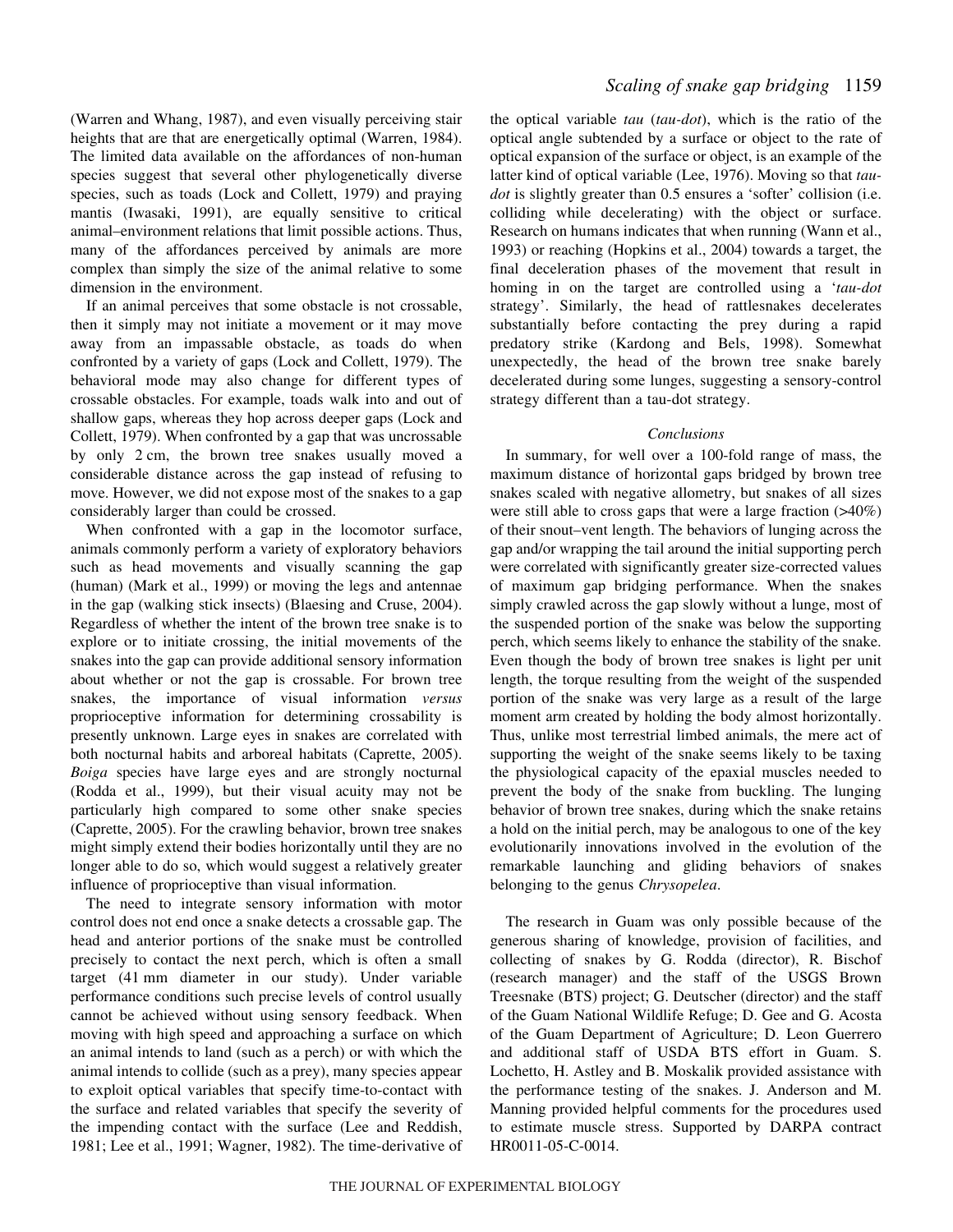(Warren and Whang, 1987), and even visually perceiving stair heights that are that are energetically optimal (Warren, 1984). The limited data available on the affordances of non-human species suggest that several other phylogenetically diverse species, such as toads (Lock and Collett, 1979) and praying mantis (Iwasaki, 1991), are equally sensitive to critical animal–environment relations that limit possible actions. Thus, many of the affordances perceived by animals are more complex than simply the size of the animal relative to some dimension in the environment.

If an animal perceives that some obstacle is not crossable, then it simply may not initiate a movement or it may move away from an impassable obstacle, as toads do when confronted by a variety of gaps (Lock and Collett, 1979). The behavioral mode may also change for different types of crossable obstacles. For example, toads walk into and out of shallow gaps, whereas they hop across deeper gaps (Lock and Collett, 1979). When confronted by a gap that was uncrossable by only 2 cm, the brown tree snakes usually moved a considerable distance across the gap instead of refusing to move. However, we did not expose most of the snakes to a gap considerably larger than could be crossed.

When confronted with a gap in the locomotor surface, animals commonly perform a variety of exploratory behaviors such as head movements and visually scanning the gap (human) (Mark et al., 1999) or moving the legs and antennae in the gap (walking stick insects) (Blaesing and Cruse, 2004). Regardless of whether the intent of the brown tree snake is to explore or to initiate crossing, the initial movements of the snakes into the gap can provide additional sensory information about whether or not the gap is crossable. For brown tree snakes, the importance of visual information *versus* proprioceptive information for determining crossability is presently unknown. Large eyes in snakes are correlated with both nocturnal habits and arboreal habitats (Caprette, 2005). *Boiga* species have large eyes and are strongly nocturnal (Rodda et al., 1999), but their visual acuity may not be particularly high compared to some other snake species (Caprette, 2005). For the crawling behavior, brown tree snakes might simply extend their bodies horizontally until they are no longer able to do so, which would suggest a relatively greater influence of proprioceptive than visual information.

The need to integrate sensory information with motor control does not end once a snake detects a crossable gap. The head and anterior portions of the snake must be controlled precisely to contact the next perch, which is often a small target (41 mm diameter in our study). Under variable performance conditions such precise levels of control usually cannot be achieved without using sensory feedback. When moving with high speed and approaching a surface on which an animal intends to land (such as a perch) or with which the animal intends to collide (such as a prey), many species appear to exploit optical variables that specify time-to-contact with the surface and related variables that specify the severity of the impending contact with the surface (Lee and Reddish, 1981; Lee et al., 1991; Wagner, 1982). The time-derivative of the optical variable *tau* (*tau-dot*), which is the ratio of the optical angle subtended by a surface or object to the rate of optical expansion of the surface or object, is an example of the latter kind of optical variable (Lee, 1976). Moving so that *tau-dot* is slightly greater than 0.5 ensures a 'softer' collision (i.e. colliding while decelerating) with the object or surface. Research on humans indicates that when running (Wann et al., 1993) or reaching (Hopkins et al., 2004) towards a target, the final deceleration phases of the movement that result in homing in on the target are controlled using a '*tau-dot* strategy'. Similarly, the head of rattlesnakes decelerates substantially before contacting the prey during a rapid predatory strike (Kardong and Bels, 1998). Somewhat unexpectedly, the head of the brown tree snake barely decelerated during some lunges, suggesting a sensory-control strategy different than a tau-dot strategy.

### *Conclusions*

In summary, for well over a 100-fold range of mass, the maximum distance of horizontal gaps bridged by brown tree snakes scaled with negative allometry, but snakes of all sizes were still able to cross gaps that were a large fraction (>40%) of their snout–vent length. The behaviors of lunging across the gap and/or wrapping the tail around the initial supporting perch were correlated with significantly greater size-corrected values of maximum gap bridging performance. When the snakes simply crawled across the gap slowly without a lunge, most of the suspended portion of the snake was below the supporting perch, which seems likely to enhance the stability of the snake. Even though the body of brown tree snakes is light per unit length, the torque resulting from the weight of the suspended portion of the snake was very large as a result of the large moment arm created by holding the body almost horizontally. Thus, unlike most terrestrial limbed animals, the mere act of supporting the weight of the snake seems likely to be taxing the physiological capacity of the epaxial muscles needed to prevent the body of the snake from buckling. The lunging behavior of brown tree snakes, during which the snake retains a hold on the initial perch, may be analogous to one of the key evolutionarily innovations involved in the evolution of the remarkable launching and gliding behaviors of snakes belonging to the genus *Chrysopelea*.

The research in Guam was only possible because of the generous sharing of knowledge, provision of facilities, and collecting of snakes by G. Rodda (director), R. Bischof (research manager) and the staff of the USGS Brown Treesnake (BTS) project; G. Deutscher (director) and the staff of the Guam National Wildlife Refuge; D. Gee and G. Acosta of the Guam Department of Agriculture; D. Leon Guerrero and additional staff of USDA BTS effort in Guam. S. Lochetto, H. Astley and B. Moskalik provided assistance with the performance testing of the snakes. J. Anderson and M. Manning provided helpful comments for the procedures used to estimate muscle stress. Supported by DARPA contract HR0011-05-C-0014.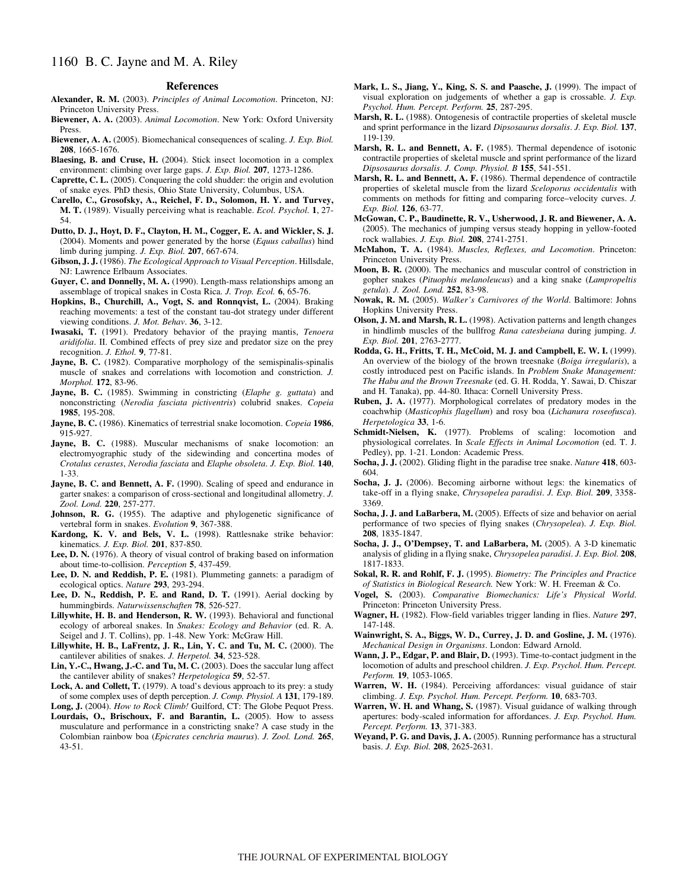## References

**Alexander, R. M.** (2003). *Principles of Animal Locomotion*. Princeton, NJ: Princeton University Press.

**Biewener, A. A.** (2003). *Animal Locomotion*. New York: Oxford University Press.

**Biewener, A. A.** (2005). Biomechanical consequences of scaling. *J. Exp. Biol.* **208**, 1665-1676.

**Blaesing, B. and Cruse, H.** (2004). Stick insect locomotion in a complex environment: climbing over large gaps. *J. Exp. Biol.* **207**, 1273-1286.

**Caprette, C. L.** (2005). Conquering the cold shudder: the origin and evolution of snake eyes. PhD thesis, Ohio State University, Columbus, USA.

**Carello, C., Grosofsky, A., Reichel, F. D., Solomon, H. Y. and Turvey, M. T.** (1989). Visually perceiving what is reachable. *Ecol. Psychol.* **1**, 27-54.

**Dutto, D. J., Hoyt, D. F., Clayton, H. M., Cogger, E. A. and Wickler, S. J.** (2004). Moments and power generated by the horse (*Equus caballus*) hind limb during jumping. *J. Exp. Biol.* **207**, 667-674.

**Gibson, J. J.** (1986). *The Ecological Approach to Visual Perception*. Hillsdale, NJ: Lawrence Erlbaum Associates.

**Guyer, C. and Donnelly, M. A.** (1990). Length-mass relationships among an assemblage of tropical snakes in Costa Rica. *J. Trop. Ecol.* **6**, 65-76.

**Hopkins, B., Churchill, A., Vogt, S. and Ronnqvist, L.** (2004). Braking reaching movements: a test of the constant tau-dot strategy under different viewing conditions. *J. Mot. Behav*. **36**, 3-12.

**Iwasaki, T.** (1991). Predatory behavior of the praying mantis, *Tenoera aridifolia*. II. Combined effects of prey size and predator size on the prey recognition. *J. Ethol.* **9**, 77-81.

**Jayne, B. C.** (1982). Comparative morphology of the semispinalis-spinalis muscle of snakes and correlations with locomotion and constriction. *J. Morphol.* **172**, 83-96.

**Jayne, B. C.** (1985). Swimming in constricting (*Elaphe g. guttata*) and nonconstricting (*Nerodia fasciata pictiventris*) colubrid snakes. *Copeia* **1985**, 195-208.

**Jayne, B. C.** (1986). Kinematics of terrestrial snake locomotion. *Copeia* **1986**, 915-927.

**Jayne, B. C.** (1988). Muscular mechanisms of snake locomotion: an electromyographic study of the sidewinding and concertina modes of *Crotalus cerastes*, *Nerodia fasciata* and *Elaphe obsoleta*. *J. Exp. Biol.* **140**, 1-33.

**Jayne, B. C. and Bennett, A. F.** (1990). Scaling of speed and endurance in garter snakes: a comparison of cross-sectional and longitudinal allometry. *J. Zool. Lond.* **220**, 257-277.

**Johnson, R. G.** (1955). The adaptive and phylogenetic significance of vertebral form in snakes. *Evolution* **9**, 367-388.

**Kardong, K. V. and Bels, V. L.** (1998). Rattlesnake strike behavior: kinematics. *J. Exp. Biol.* **201**, 837-850.

**Lee, D. N.** (1976). A theory of visual control of braking based on information about time-to-collision. *Perception* **5**, 437-459.

**Lee, D. N. and Reddish, P. E.** (1981). Plummeting gannets: a paradigm of ecological optics. *Nature* **293**, 293-294.

**Lee, D. N., Reddish, P. E. and Rand, D. T.** (1991). Aerial docking by hummingbirds. *Naturwissenschaften* **78**, 526-527.

**Lillywhite, H. B. and Henderson, R. W.** (1993). Behavioral and functional ecology of arboreal snakes. In *Snakes: Ecology and Behavior* (ed. R. A. Seigel and J. T. Collins), pp. 1-48. New York: McGraw Hill.

**Lillywhite, H. B., LaFrentz, J. R., Lin, Y. C. and Tu, M. C.** (2000). The cantilever abilities of snakes. *J. Herpetol.* **34**, 523-528.

**Lin, Y.-C., Hwang, J.-C. and Tu, M. C.** (2003). Does the saccular lung affect the cantilever ability of snakes? *Herpetologica* **59**, 52-57.

**Lock, A. and Collett, T.** (1979). A toad's devious approach to its prey: a study of some complex uses of depth perception. *J. Comp. Physiol. A* **131**, 179-189.

**Long, J.** (2004). *How to Rock Climb!* Guilford, CT: The Globe Pequot Press.

**Lourdais, O., Brischoux, F. and Barantin, L.** (2005). How to assess musculature and performance in a constricting snake? A case study in the Colombian rainbow boa (*Epicrates cenchria maurus*). *J. Zool. Lond.* **265**, 43-51.

**Mark, L. S., Jiang, Y., King, S. S. and Paasche, J.** (1999). The impact of visual exploration on judgements of whether a gap is crossable. *J. Exp. Psychol. Hum. Percept. Perform.* **25**, 287-295.

**Marsh, R. L.** (1988). Ontogenesis of contractile properties of skeletal muscle and sprint performance in the lizard *Dipsosaurus dorsalis*. *J. Exp. Biol.* **137**, 119-139.

**Marsh, R. L. and Bennett, A. F.** (1985). Thermal dependence of isotonic contractile properties of skeletal muscle and sprint performance of the lizard *Dipsosaurus dorsalis*. *J. Comp. Physiol. B* **155**, 541-551.

**Marsh, R. L. and Bennett, A. F.** (1986). Thermal dependence of contractile properties of skeletal muscle from the lizard *Sceloporus occidentalis* with comments on methods for fitting and comparing force–velocity curves. *J. Exp. Biol.* **126**, 63-77.

**McGowan, C. P., Baudinette, R. V., Usherwood, J. R. and Biewener, A. A.** (2005). The mechanics of jumping versus steady hopping in yellow-footed rock wallabies. *J. Exp. Biol.* **208**, 2741-2751.

**McMahon, T. A.** (1984). *Muscles, Reflexes, and Locomotion*. Princeton: Princeton University Press.

**Moon, B. R.** (2000). The mechanics and muscular control of constriction in gopher snakes (*Pituophis melanoleucus*) and a king snake (*Lampropeltis getula*). *J. Zool. Lond.* **252**, 83-98.

**Nowak, R. M.** (2005). *Walker's Carnivores of the World*. Baltimore: Johns Hopkins University Press.

**Olson, J. M. and Marsh, R. L.** (1998). Activation patterns and length changes in hindlimb muscles of the bullfrog *Rana catesbeiana* during jumping. *J. Exp. Biol.* **201**, 2763-2777.

**Rodda, G. H., Fritts, T. H., McCoid, M. J. and Campbell, E. W. I.** (1999). An overview of the biology of the brown treesnake (*Boiga irregularis*), a costly introduced pest on Pacific islands. In *Problem Snake Management: The Habu and the Brown Treesnake* (ed. G. H. Rodda, Y. Sawai, D. Chiszar and H. Tanaka), pp. 44-80. Ithaca: Cornell University Press.

**Ruben, J. A.** (1977). Morphological correlates of predatory modes in the coachwhip (*Masticophis flagellum*) and rosy boa (*Lichanura roseofusca*). *Herpetologica* **33**, 1-6.

**Schmidt-Nielsen, K.** (1977). Problems of scaling: locomotion and physiological correlates. In *Scale Effects in Animal Locomotion* (ed. T. J. Pedley), pp. 1-21. London: Academic Press.

**Socha, J. J.** (2002). Gliding flight in the paradise tree snake. *Nature* **418**, 603-604.

**Socha, J. J.** (2006). Becoming airborne without legs: the kinematics of take-off in a flying snake, *Chrysopelea paradisi*. *J. Exp. Biol.* **209**, 3358-3369.

**Socha, J. J. and LaBarbera, M.** (2005). Effects of size and behavior on aerial performance of two species of flying snakes (*Chrysopelea*). *J. Exp. Biol.* **208**, 1835-1847.

**Socha, J. J., O'Dempsey, T. and LaBarbera, M.** (2005). A 3-D kinematic analysis of gliding in a flying snake, *Chrysopelea paradisi*. *J. Exp. Biol.* **208**, 1817-1833.

**Sokal, R. R. and Rohlf, F. J.** (1995). *Biometry: The Principles and Practice of Statistics in Biological Research.* New York: W. H. Freeman & Co.

**Vogel, S.** (2003). *Comparative Biomechanics: Life's Physical World*. Princeton: Princeton University Press.

**Wagner, H.** (1982). Flow-field variables trigger landing in flies. *Nature* **297**, 147-148.

**Wainwright, S. A., Biggs, W. D., Currey, J. D. and Gosline, J. M.** (1976). *Mechanical Design in Organisms*. London: Edward Arnold.

**Wann, J. P., Edgar, P. and Blair, D.** (1993). Time-to-contact judgment in the locomotion of adults and preschool children. *J. Exp. Psychol. Hum. Percept. Perform.* **19**, 1053-1065.

**Warren, W. H.** (1984). Perceiving affordances: visual guidance of stair climbing. *J. Exp. Psychol. Hum. Percept. Perform.* **10**, 683-703.

**Warren, W. H. and Whang, S.** (1987). Visual guidance of walking through apertures: body-scaled information for affordances. *J. Exp. Psychol. Hum. Percept. Perform.* **13**, 371-383.

**Weyand, P. G. and Davis, J. A.** (2005). Running performance has a structural basis. *J. Exp. Biol.* **208**, 2625-2631.